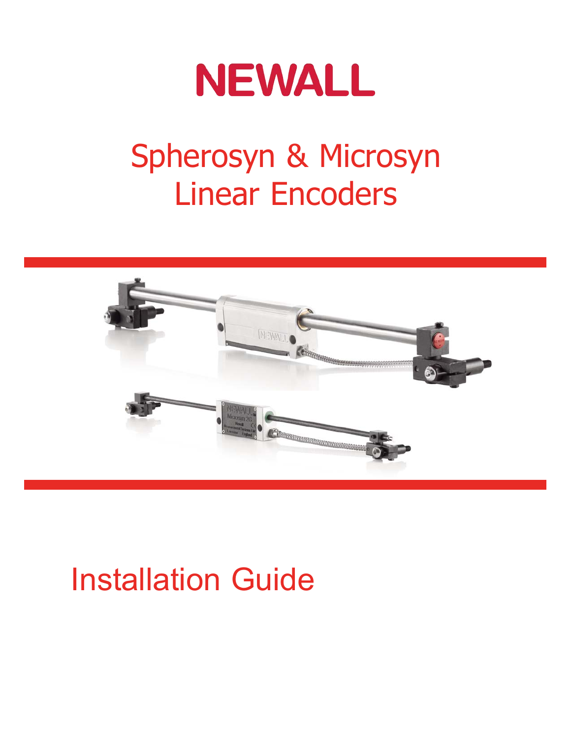# NEWALL

## Spherosyn & Microsyn Linear Encoders

## Installation Guide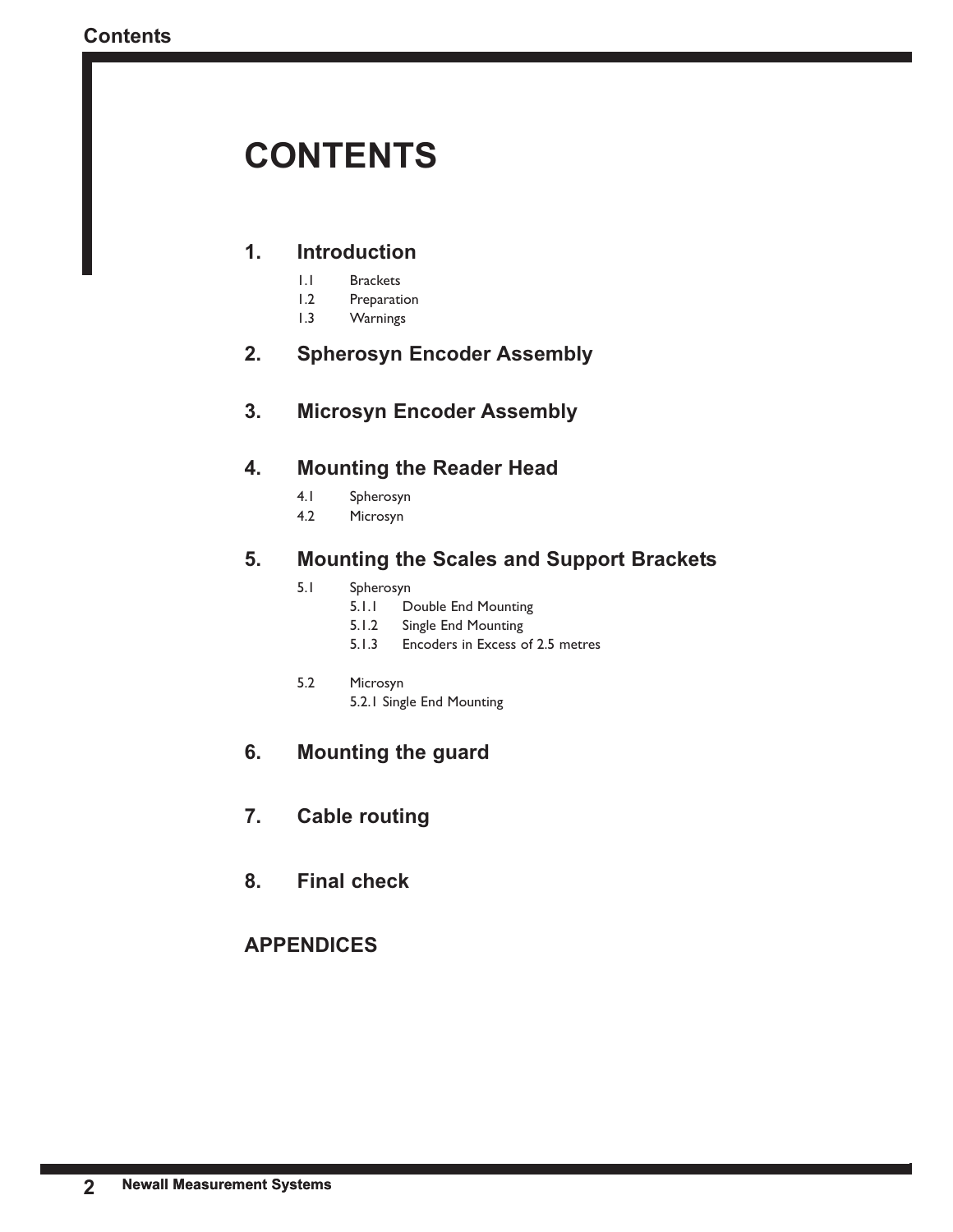# CONTENTS

## 1. Introduction

- 1.1 Brackets
- 1.2 Preparation
- 1.3 Warnings

## 2. Spherosyn Encoder Assembly

## 3. Microsyn Encoder Assembly

## 4. Mounting the Reader Head

- 4.1 Spherosyn
- 4.2 Microsyn

## 5. Mounting the Scales and Support Brackets

- 5.1 Spherosyn
  - 5.1.1 Double End Mounting
  - 5.1.2 Single End Mounting
  - 5.1.3 Encoders in Excess of 2.5 metres
- 5.2 Microsyn
  - 5.2.1 Single End Mounting

## 6. Mounting the guard

## 7. Cable routing

## 8. Final check

## APPENDICES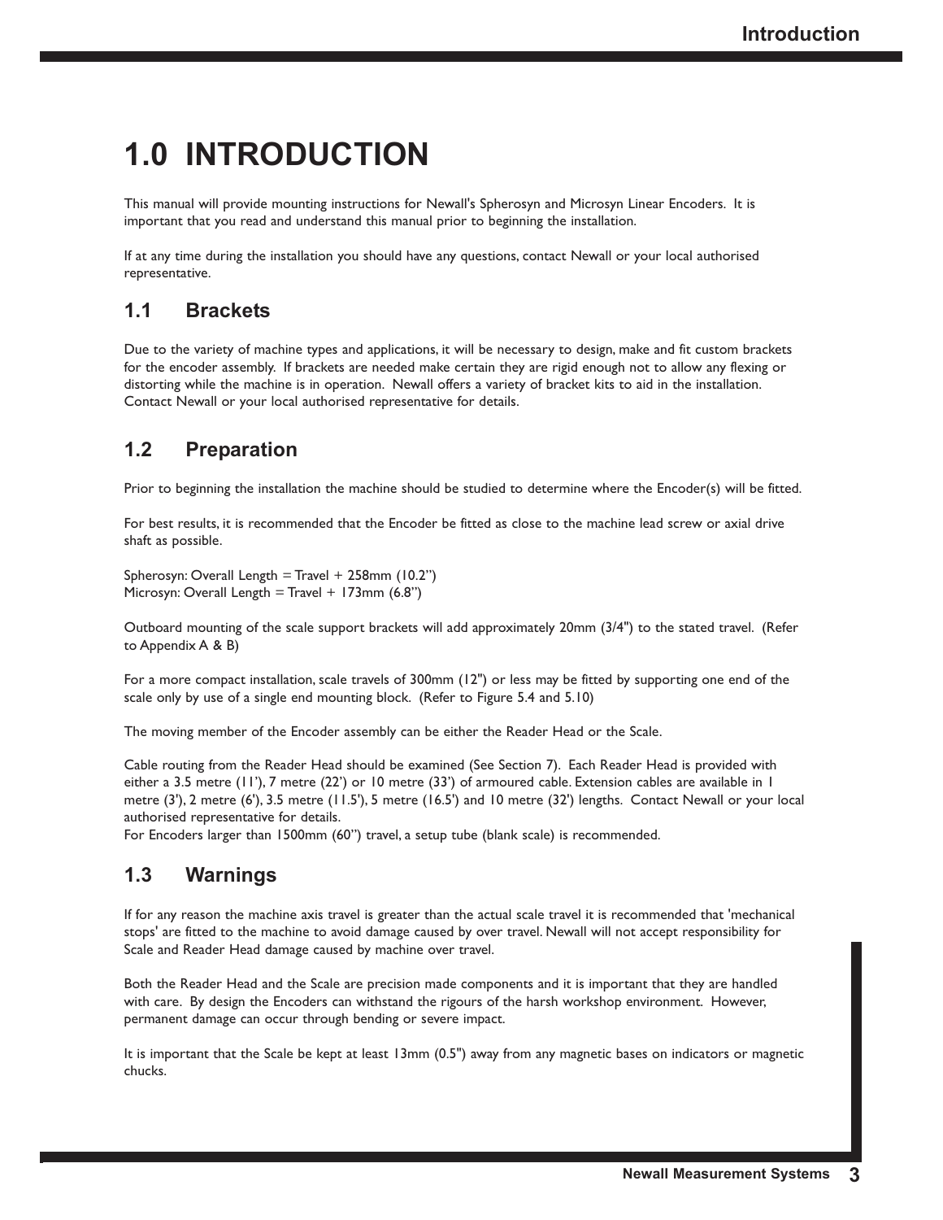# 1.0 INTRODUCTION

This manual will provide mounting instructions for Newall's Spherosyn and Microsyn Linear Encoders. It is important that you read and understand this manual prior to beginning the installation.

If at any time during the installation you should have any questions, contact Newall or your local authorised representative.

## 1.1 Brackets

Due to the variety of machine types and applications, it will be necessary to design, make and fit custom brackets for the encoder assembly. If brackets are needed make certain they are rigid enough not to allow any flexing or distorting while the machine is in operation. Newall offers a variety of bracket kits to aid in the installation. Contact Newall or your local authorised representative for details.

## 1.2 Preparation

Prior to beginning the installation the machine should be studied to determine where the Encoder(s) will be fitted.

For best results, it is recommended that the Encoder be fitted as close to the machine lead screw or axial drive shaft as possible.

Spherosyn: Overall Length = Travel + 258mm (10.2")
Microsyn: Overall Length = Travel + 173mm (6.8")

Outboard mounting of the scale support brackets will add approximately 20mm (3/4") to the stated travel. (Refer to Appendix A & B)

For a more compact installation, scale travels of 300mm (12") or less may be fitted by supporting one end of the scale only by use of a single end mounting block. (Refer to Figure 5.4 and 5.10)

The moving member of the Encoder assembly can be either the Reader Head or the Scale.

Cable routing from the Reader Head should be examined (See Section 7). Each Reader Head is provided with either a 3.5 metre (11'), 7 metre (22') or 10 metre (33') of armoured cable. Extension cables are available in 1 metre (3'), 2 metre (6'), 3.5 metre (11.5'), 5 metre (16.5') and 10 metre (32') lengths. Contact Newall or your local authorised representative for details.
For Encoders larger than 1500mm (60") travel, a setup tube (blank scale) is recommended.

## 1.3 Warnings

If for any reason the machine axis travel is greater than the actual scale travel it is recommended that 'mechanical stops' are fitted to the machine to avoid damage caused by over travel. Newall will not accept responsibility for Scale and Reader Head damage caused by machine over travel.

Both the Reader Head and the Scale are precision made components and it is important that they are handled with care. By design the Encoders can withstand the rigours of the harsh workshop environment. However, permanent damage can occur through bending or severe impact.

It is important that the Scale be kept at least 13mm (0.5") away from any magnetic bases on indicators or magnetic chucks.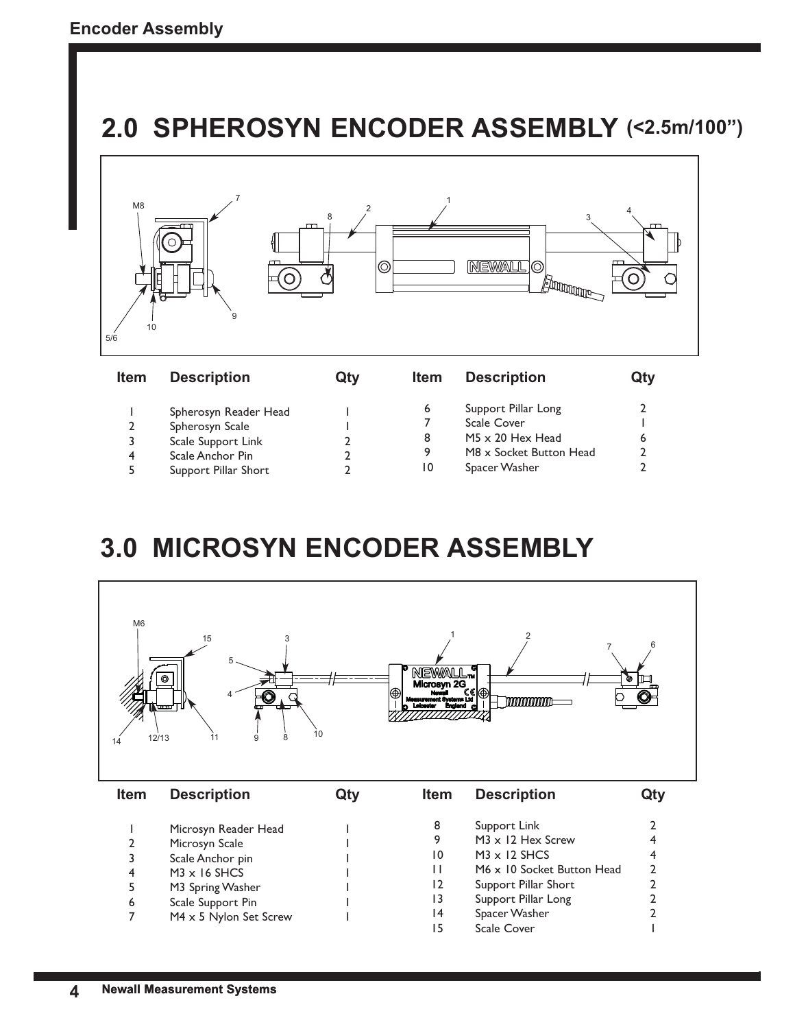## 2.0 SPHEROSYN ENCODER ASSEMBLY (<2.5m/100")

| Item | Description | Qty | Item | Description | Qty |
|---|---|---|---|---|---|
| 1 | Spherosyn Reader Head | 1 | 6 | Support Pillar Long | 2 |
| 2 | Spherosyn Scale | 1 | 7 | Scale Cover | 1 |
| 3 | Scale Support Link | 2 | 8 | M5 x 20 Hex Head | 6 |
| 4 | Scale Anchor Pin | 2 | 9 | M8 x Socket Button Head | 2 |
| 5 | Support Pillar Short | 2 | 10 | Spacer Washer | 2 |

## 3.0 MICROSYN ENCODER ASSEMBLY

| Item | Description | Qty | Item | Description | Qty |
|---|---|---|---|---|---|
| 1 | Microsyn Reader Head | 1 | 8 | Support Link | 2 |
| 2 | Microsyn Scale | 1 | 9 | M3 x 12 Hex Screw | 4 |
| 3 | Scale Anchor pin | 1 | 10 | M3 x 12 SHCS | 4 |
| 4 | M3 x 16 SHCS | 1 | 11 | M6 x 10 Socket Button Head | 2 |
| 5 | M3 Spring Washer | 1 | 12 | Support Pillar Short | 2 |
| 6 | Scale Support Pin | 1 | 13 | Support Pillar Long | 2 |
| 7 | M4 x 5 Nylon Set Screw | 1 | 14 | Spacer Washer | 2 |
| | | | 15 | Scale Cover | 1 |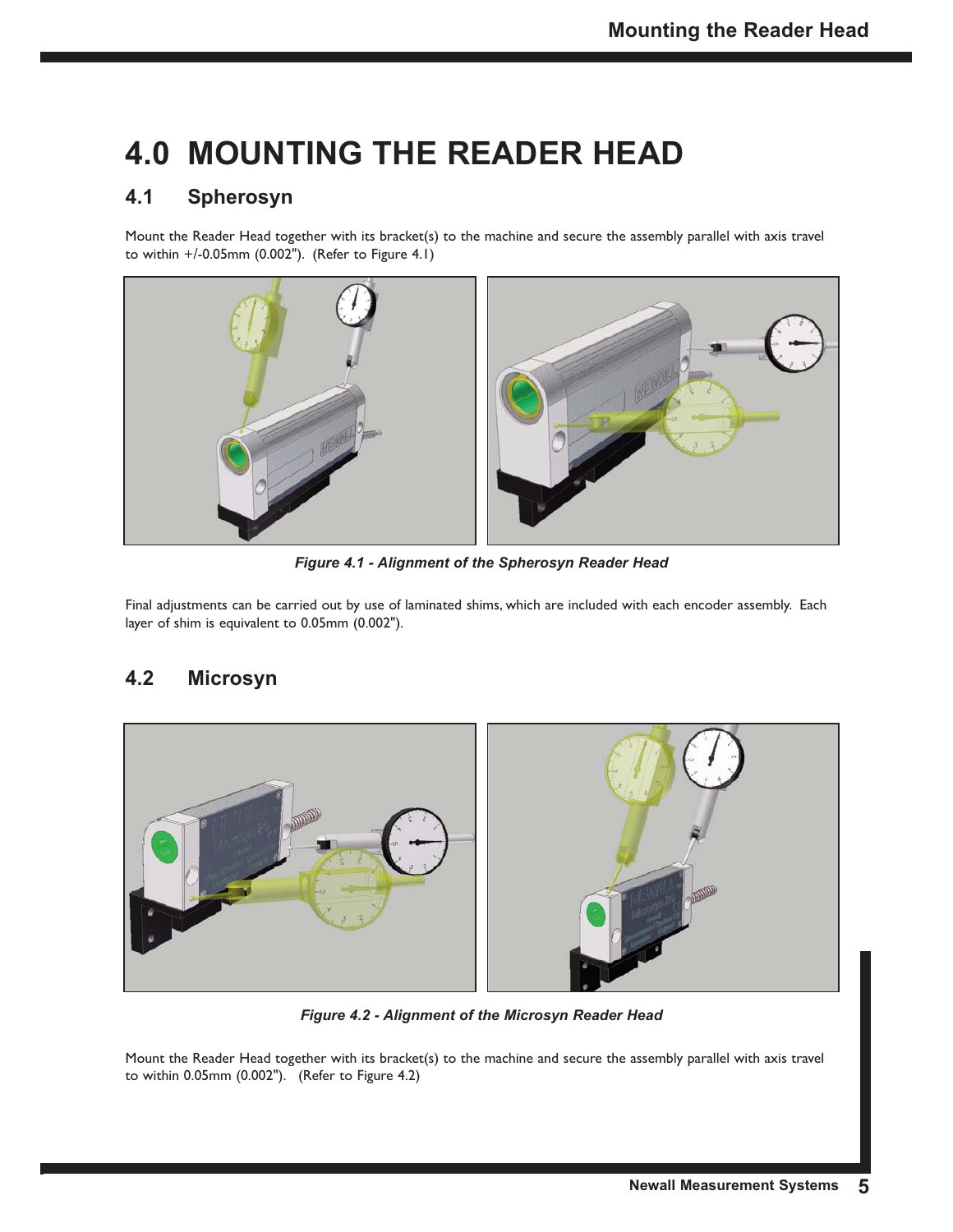# 4.0 MOUNTING THE READER HEAD

## 4.1 Spherosyn

Mount the Reader Head together with its bracket(s) to the machine and secure the assembly parallel with axis travel to within +/-0.05mm (0.002"). (Refer to Figure 4.1)

*Figure 4.1 - Alignment of the Spherosyn Reader Head*

Final adjustments can be carried out by use of laminated shims, which are included with each encoder assembly. Each layer of shim is equivalent to 0.05mm (0.002").

## 4.2 Microsyn

*Figure 4.2 - Alignment of the Microsyn Reader Head*

Mount the Reader Head together with its bracket(s) to the machine and secure the assembly parallel with axis travel to within 0.05mm (0.002"). (Refer to Figure 4.2)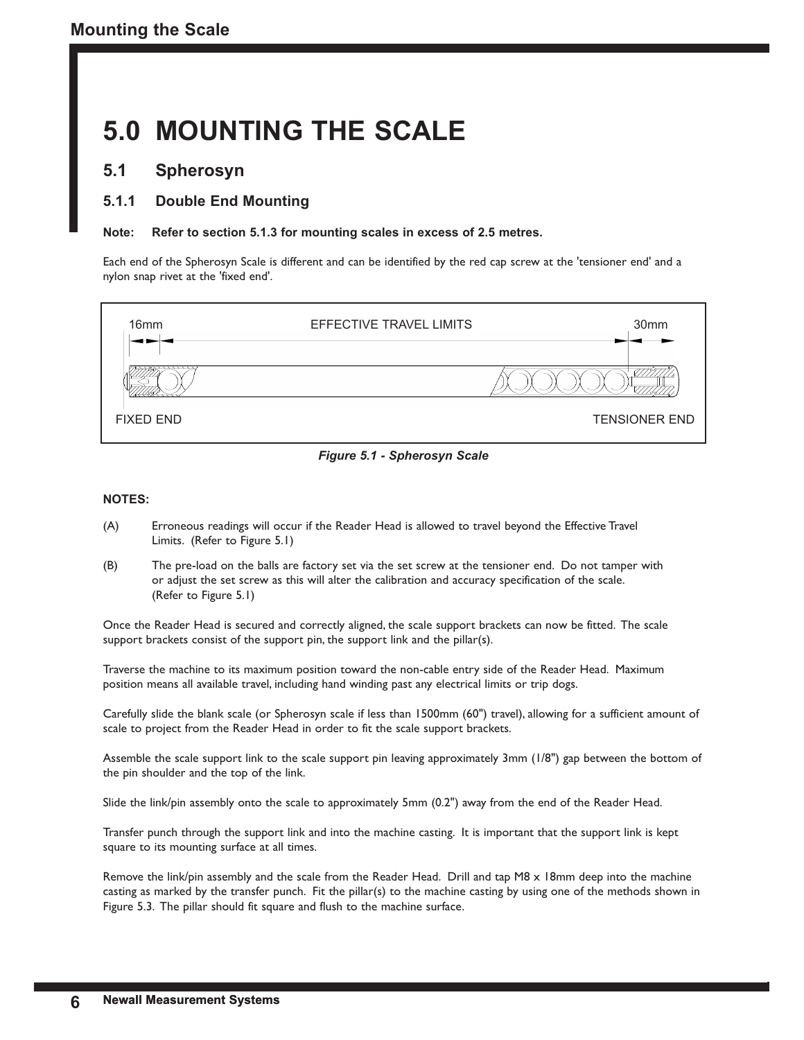# 5.0 MOUNTING THE SCALE

## 5.1 Spherosyn

### 5.1.1 Double End Mounting

**Note: Refer to section 5.1.3 for mounting scales in excess of 2.5 metres.**

Each end of the Spherosyn Scale is different and can be identified by the red cap screw at the 'tensioner end' and a nylon snap rivet at the 'fixed end'.

16mm EFFECTIVE TRAVEL LIMITS 30mm

FIXED END TENSIONER END

*Figure 5.1 - Spherosyn Scale*

**NOTES:**

(A) Erroneous readings will occur if the Reader Head is allowed to travel beyond the Effective Travel Limits. (Refer to Figure 5.1)

(B) The pre-load on the balls are factory set via the set screw at the tensioner end. Do not tamper with or adjust the set screw as this will alter the calibration and accuracy specification of the scale. (Refer to Figure 5.1)

Once the Reader Head is secured and correctly aligned, the scale support brackets can now be fitted. The scale support brackets consist of the support pin, the support link and the pillar(s).

Traverse the machine to its maximum position toward the non-cable entry side of the Reader Head. Maximum position means all available travel, including hand winding past any electrical limits or trip dogs.

Carefully slide the blank scale (or Spherosyn scale if less than 1500mm (60") travel), allowing for a sufficient amount of scale to project from the Reader Head in order to fit the scale support brackets.

Assemble the scale support link to the scale support pin leaving approximately 3mm (1/8") gap between the bottom of the pin shoulder and the top of the link.

Slide the link/pin assembly onto the scale to approximately 5mm (0.2") away from the end of the Reader Head.

Transfer punch through the support link and into the machine casting. It is important that the support link is kept square to its mounting surface at all times.

Remove the link/pin assembly and the scale from the Reader Head. Drill and tap M8 x 18mm deep into the machine casting as marked by the transfer punch. Fit the pillar(s) to the machine casting by using one of the methods shown in Figure 5.3. The pillar should fit square and flush to the machine surface.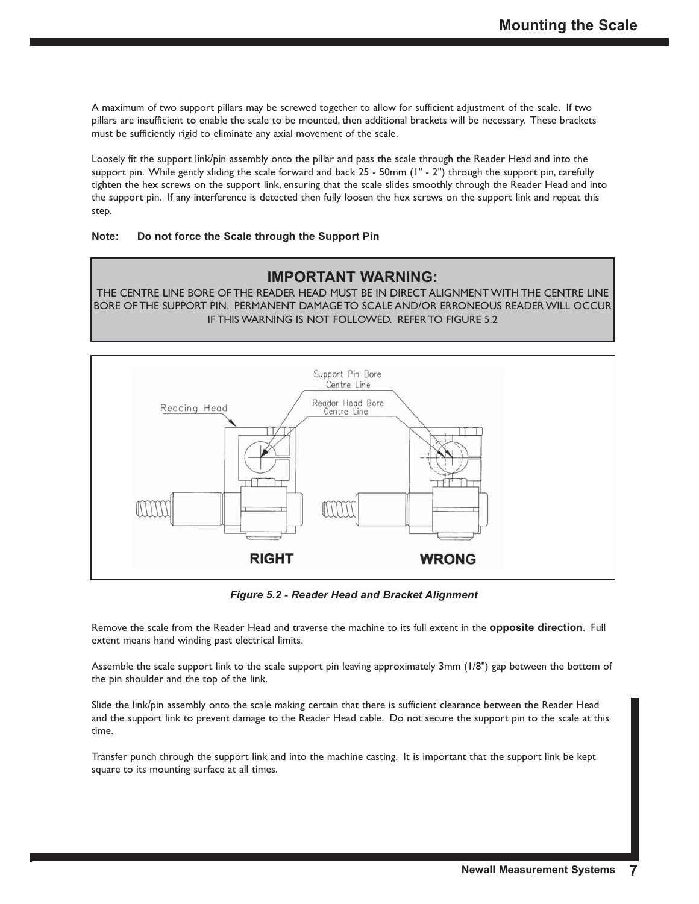A maximum of two support pillars may be screwed together to allow for sufficient adjustment of the scale. If two pillars are insufficient to enable the scale to be mounted, then additional brackets will be necessary. These brackets must be sufficiently rigid to eliminate any axial movement of the scale.

Loosely fit the support link/pin assembly onto the pillar and pass the scale through the Reader Head and into the support pin. While gently sliding the scale forward and back 25 - 50mm (1" - 2") through the support pin, carefully tighten the hex screws on the support link, ensuring that the scale slides smoothly through the Reader Head and into the support pin. If any interference is detected then fully loosen the hex screws on the support link and repeat this step.

**Note: Do not force the Scale through the Support Pin**

> **IMPORTANT WARNING:**
> THE CENTRE LINE BORE OF THE READER HEAD MUST BE IN DIRECT ALIGNMENT WITH THE CENTRE LINE BORE OF THE SUPPORT PIN. PERMANENT DAMAGE TO SCALE AND/OR ERRONEOUS READER WILL OCCUR IF THIS WARNING IS NOT FOLLOWED. REFER TO FIGURE 5.2

*Figure 5.2 - Reader Head and Bracket Alignment*

Remove the scale from the Reader Head and traverse the machine to its full extent in the **opposite direction**. Full extent means hand winding past electrical limits.

Assemble the scale support link to the scale support pin leaving approximately 3mm (1/8") gap between the bottom of the pin shoulder and the top of the link.

Slide the link/pin assembly onto the scale making certain that there is sufficient clearance between the Reader Head and the support link to prevent damage to the Reader Head cable. Do not secure the support pin to the scale at this time.

Transfer punch through the support link and into the machine casting. It is important that the support link be kept square to its mounting surface at all times.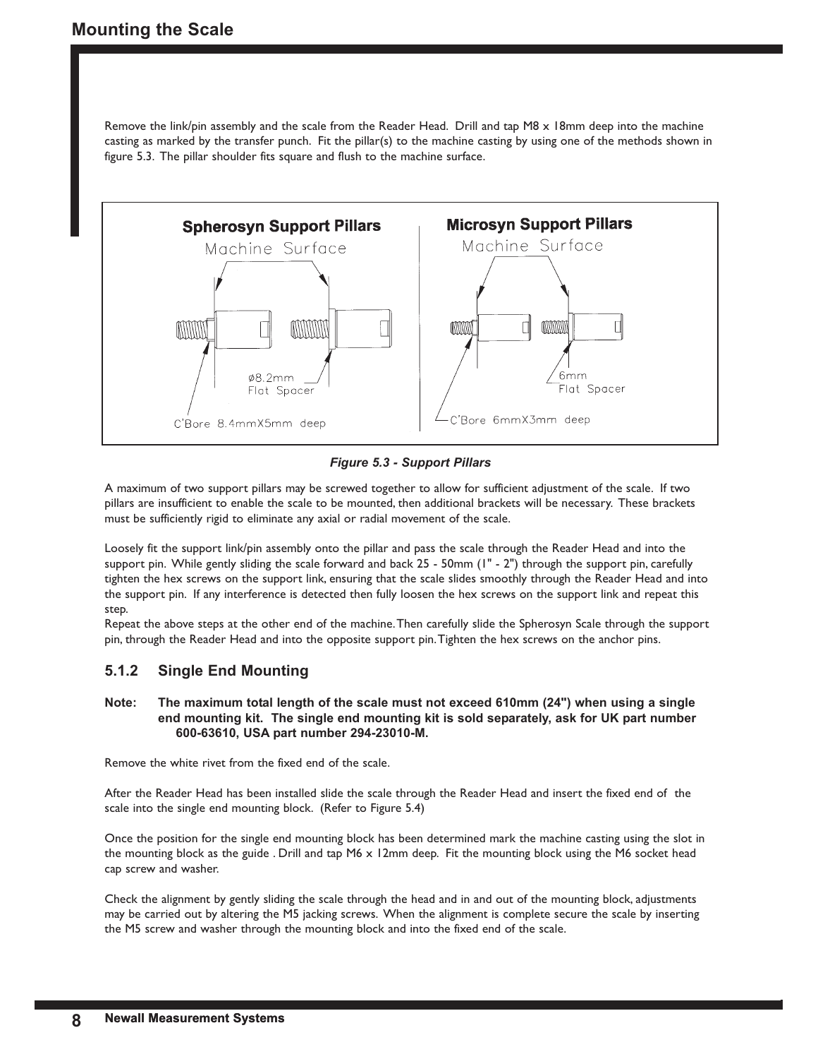## Mounting the Scale

Remove the link/pin assembly and the scale from the Reader Head. Drill and tap M8 x 18mm deep into the machine casting as marked by the transfer punch. Fit the pillar(s) to the machine casting by using one of the methods shown in figure 5.3. The pillar shoulder fits square and flush to the machine surface.

**Spherosyn Support Pillars**

Machine Surface

ø8.2mm Flat Spacer

C'Bore 8.4mmX5mm deep

**Microsyn Support Pillars**

Machine Surface

6mm Flat Spacer

C'Bore 6mmX3mm deep

*Figure 5.3 - Support Pillars*

A maximum of two support pillars may be screwed together to allow for sufficient adjustment of the scale. If two pillars are insufficient to enable the scale to be mounted, then additional brackets will be necessary. These brackets must be sufficiently rigid to eliminate any axial or radial movement of the scale.

Loosely fit the support link/pin assembly onto the pillar and pass the scale through the Reader Head and into the support pin. While gently sliding the scale forward and back 25 - 50mm (1" - 2") through the support pin, carefully tighten the hex screws on the support link, ensuring that the scale slides smoothly through the Reader Head and into the support pin. If any interference is detected then fully loosen the hex screws on the support link and repeat this step.

Repeat the above steps at the other end of the machine. Then carefully slide the Spherosyn Scale through the support pin, through the Reader Head and into the opposite support pin. Tighten the hex screws on the anchor pins.

### 5.1.2 Single End Mounting

**Note: The maximum total length of the scale must not exceed 610mm (24") when using a single end mounting kit. The single end mounting kit is sold separately, ask for UK part number 600-63610, USA part number 294-23010-M.**

Remove the white rivet from the fixed end of the scale.

After the Reader Head has been installed slide the scale through the Reader Head and insert the fixed end of the scale into the single end mounting block. (Refer to Figure 5.4)

Once the position for the single end mounting block has been determined mark the machine casting using the slot in the mounting block as the guide . Drill and tap M6 x 12mm deep. Fit the mounting block using the M6 socket head cap screw and washer.

Check the alignment by gently sliding the scale through the head and in and out of the mounting block, adjustments may be carried out by altering the M5 jacking screws. When the alignment is complete secure the scale by inserting the M5 screw and washer through the mounting block and into the fixed end of the scale.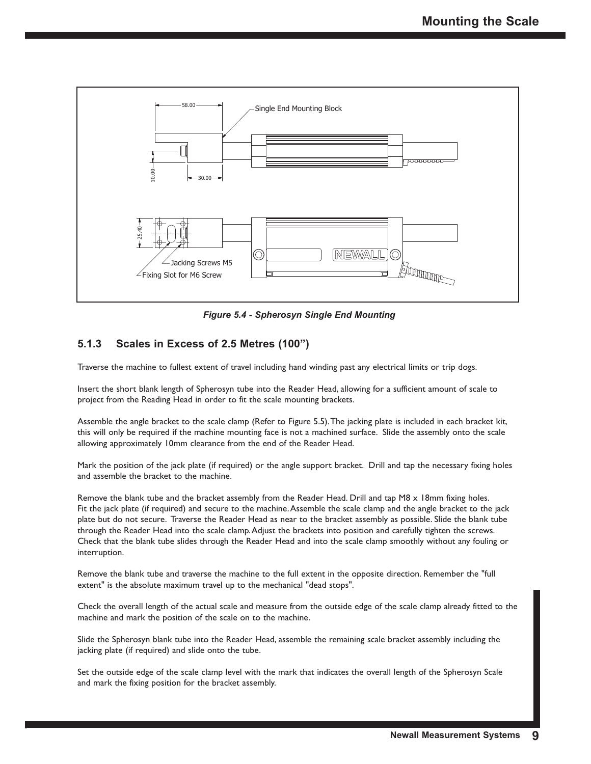Figure 5.4 - Spherosyn Single End Mounting

### 5.1.3 Scales in Excess of 2.5 Metres (100")

Traverse the machine to fullest extent of travel including hand winding past any electrical limits or trip dogs.

Insert the short blank length of Spherosyn tube into the Reader Head, allowing for a sufficient amount of scale to project from the Reading Head in order to fit the scale mounting brackets.

Assemble the angle bracket to the scale clamp (Refer to Figure 5.5). The jacking plate is included in each bracket kit, this will only be required if the machine mounting face is not a machined surface. Slide the assembly onto the scale allowing approximately 10mm clearance from the end of the Reader Head.

Mark the position of the jack plate (if required) or the angle support bracket. Drill and tap the necessary fixing holes and assemble the bracket to the machine.

Remove the blank tube and the bracket assembly from the Reader Head. Drill and tap M8 x 18mm fixing holes. Fit the jack plate (if required) and secure to the machine. Assemble the scale clamp and the angle bracket to the jack plate but do not secure. Traverse the Reader Head as near to the bracket assembly as possible. Slide the blank tube through the Reader Head into the scale clamp. Adjust the brackets into position and carefully tighten the screws. Check that the blank tube slides through the Reader Head and into the scale clamp smoothly without any fouling or interruption.

Remove the blank tube and traverse the machine to the full extent in the opposite direction. Remember the "full extent" is the absolute maximum travel up to the mechanical "dead stops".

Check the overall length of the actual scale and measure from the outside edge of the scale clamp already fitted to the machine and mark the position of the scale on to the machine.

Slide the Spherosyn blank tube into the Reader Head, assemble the remaining scale bracket assembly including the jacking plate (if required) and slide onto the tube.

Set the outside edge of the scale clamp level with the mark that indicates the overall length of the Spherosyn Scale and mark the fixing position for the bracket assembly.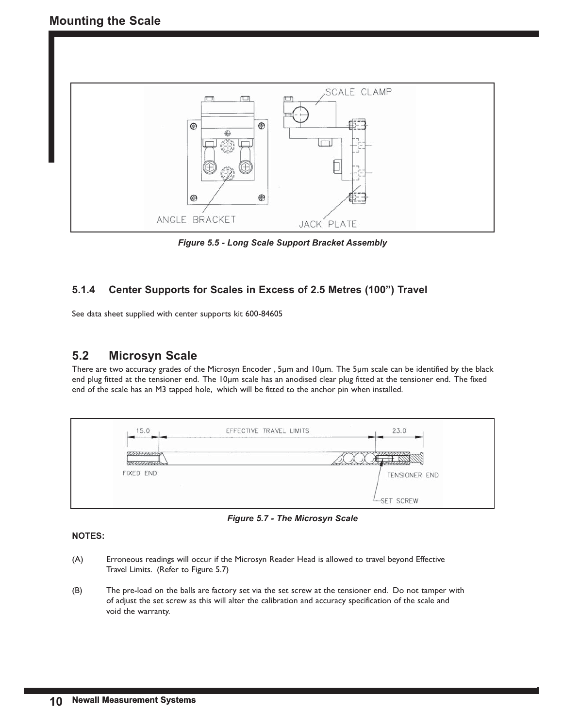Figure 5.5 - Long Scale Support Bracket Assembly

### 5.1.4 Center Supports for Scales in Excess of 2.5 Metres (100") Travel

See data sheet supplied with center supports kit 600-84605

## 5.2 Microsyn Scale

There are two accuracy grades of the Microsyn Encoder , 5µm and 10µm. The 5µm scale can be identified by the black end plug fitted at the tensioner end. The 10µm scale has an anodised clear plug fitted at the tensioner end. The fixed end of the scale has an M3 tapped hole, which will be fitted to the anchor pin when installed.

Figure 5.7 - The Microsyn Scale

**NOTES:**

(A) Erroneous readings will occur if the Microsyn Reader Head is allowed to travel beyond Effective Travel Limits. (Refer to Figure 5.7)

(B) The pre-load on the balls are factory set via the set screw at the tensioner end. Do not tamper with of adjust the set screw as this will alter the calibration and accuracy specification of the scale and void the warranty.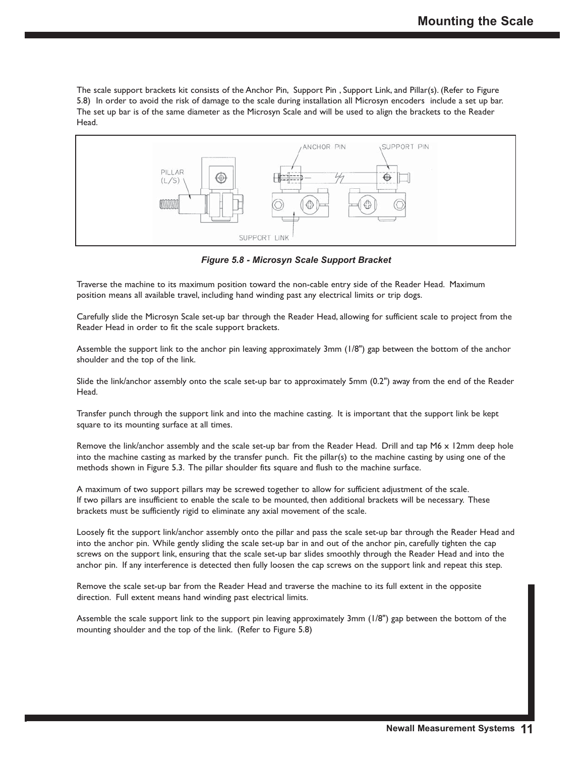The scale support brackets kit consists of the Anchor Pin, Support Pin , Support Link, and Pillar(s). (Refer to Figure 5.8) In order to avoid the risk of damage to the scale during installation all Microsyn encoders include a set up bar. The set up bar is of the same diameter as the Microsyn Scale and will be used to align the brackets to the Reader Head.

*Figure 5.8 - Microsyn Scale Support Bracket*

Traverse the machine to its maximum position toward the non-cable entry side of the Reader Head. Maximum position means all available travel, including hand winding past any electrical limits or trip dogs.

Carefully slide the Microsyn Scale set-up bar through the Reader Head, allowing for sufficient scale to project from the Reader Head in order to fit the scale support brackets.

Assemble the support link to the anchor pin leaving approximately 3mm (1/8") gap between the bottom of the anchor shoulder and the top of the link.

Slide the link/anchor assembly onto the scale set-up bar to approximately 5mm (0.2") away from the end of the Reader Head.

Transfer punch through the support link and into the machine casting. It is important that the support link be kept square to its mounting surface at all times.

Remove the link/anchor assembly and the scale set-up bar from the Reader Head. Drill and tap M6 x 12mm deep hole into the machine casting as marked by the transfer punch. Fit the pillar(s) to the machine casting by using one of the methods shown in Figure 5.3. The pillar shoulder fits square and flush to the machine surface.

A maximum of two support pillars may be screwed together to allow for sufficient adjustment of the scale. If two pillars are insufficient to enable the scale to be mounted, then additional brackets will be necessary. These brackets must be sufficiently rigid to eliminate any axial movement of the scale.

Loosely fit the support link/anchor assembly onto the pillar and pass the scale set-up bar through the Reader Head and into the anchor pin. While gently sliding the scale set-up bar in and out of the anchor pin, carefully tighten the cap screws on the support link, ensuring that the scale set-up bar slides smoothly through the Reader Head and into the anchor pin. If any interference is detected then fully loosen the cap screws on the support link and repeat this step.

Remove the scale set-up bar from the Reader Head and traverse the machine to its full extent in the opposite direction. Full extent means hand winding past electrical limits.

Assemble the scale support link to the support pin leaving approximately 3mm (1/8") gap between the bottom of the mounting shoulder and the top of the link. (Refer to Figure 5.8)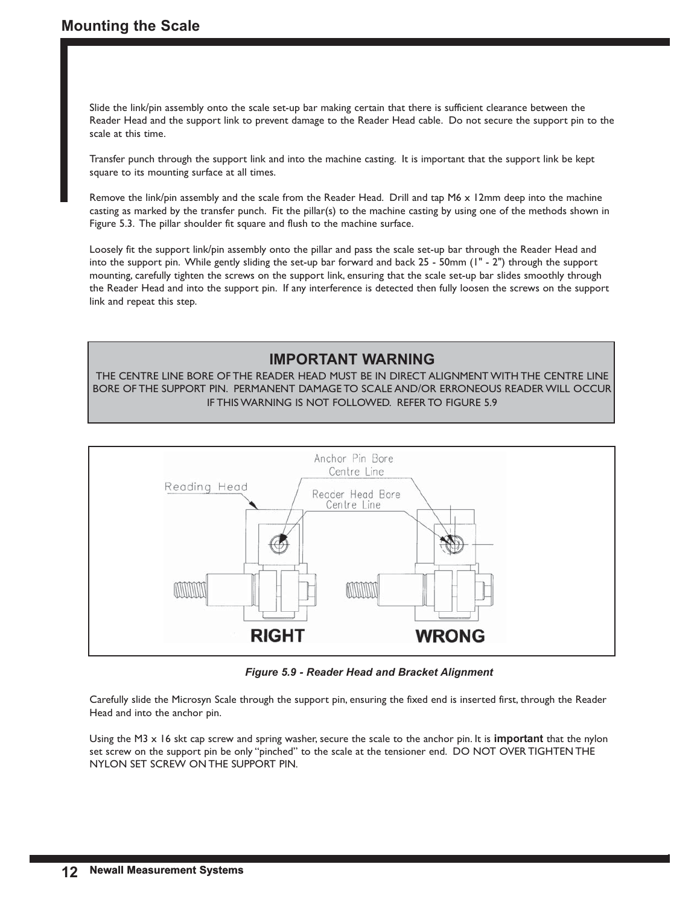# Mounting the Scale

Slide the link/pin assembly onto the scale set-up bar making certain that there is sufficient clearance between the Reader Head and the support link to prevent damage to the Reader Head cable. Do not secure the support pin to the scale at this time.

Transfer punch through the support link and into the machine casting. It is important that the support link be kept square to its mounting surface at all times.

Remove the link/pin assembly and the scale from the Reader Head. Drill and tap M6 x 12mm deep into the machine casting as marked by the transfer punch. Fit the pillar(s) to the machine casting by using one of the methods shown in Figure 5.3. The pillar shoulder fit square and flush to the machine surface.

Loosely fit the support link/pin assembly onto the pillar and pass the scale set-up bar through the Reader Head and into the support pin. While gently sliding the set-up bar forward and back 25 - 50mm (1" - 2") through the support mounting, carefully tighten the screws on the support link, ensuring that the scale set-up bar slides smoothly through the Reader Head and into the support pin. If any interference is detected then fully loosen the screws on the support link and repeat this step.

> **IMPORTANT WARNING**
>
> THE CENTRE LINE BORE OF THE READER HEAD MUST BE IN DIRECT ALIGNMENT WITH THE CENTRE LINE BORE OF THE SUPPORT PIN. PERMANENT DAMAGE TO SCALE AND/OR ERRONEOUS READER WILL OCCUR IF THIS WARNING IS NOT FOLLOWED. REFER TO FIGURE 5.9

*Figure 5.9 - Reader Head and Bracket Alignment*

Carefully slide the Microsyn Scale through the support pin, ensuring the fixed end is inserted first, through the Reader Head and into the anchor pin.

Using the M3 x 16 skt cap screw and spring washer, secure the scale to the anchor pin. It is **important** that the nylon set screw on the support pin be only "pinched" to the scale at the tensioner end. DO NOT OVER TIGHTEN THE NYLON SET SCREW ON THE SUPPORT PIN.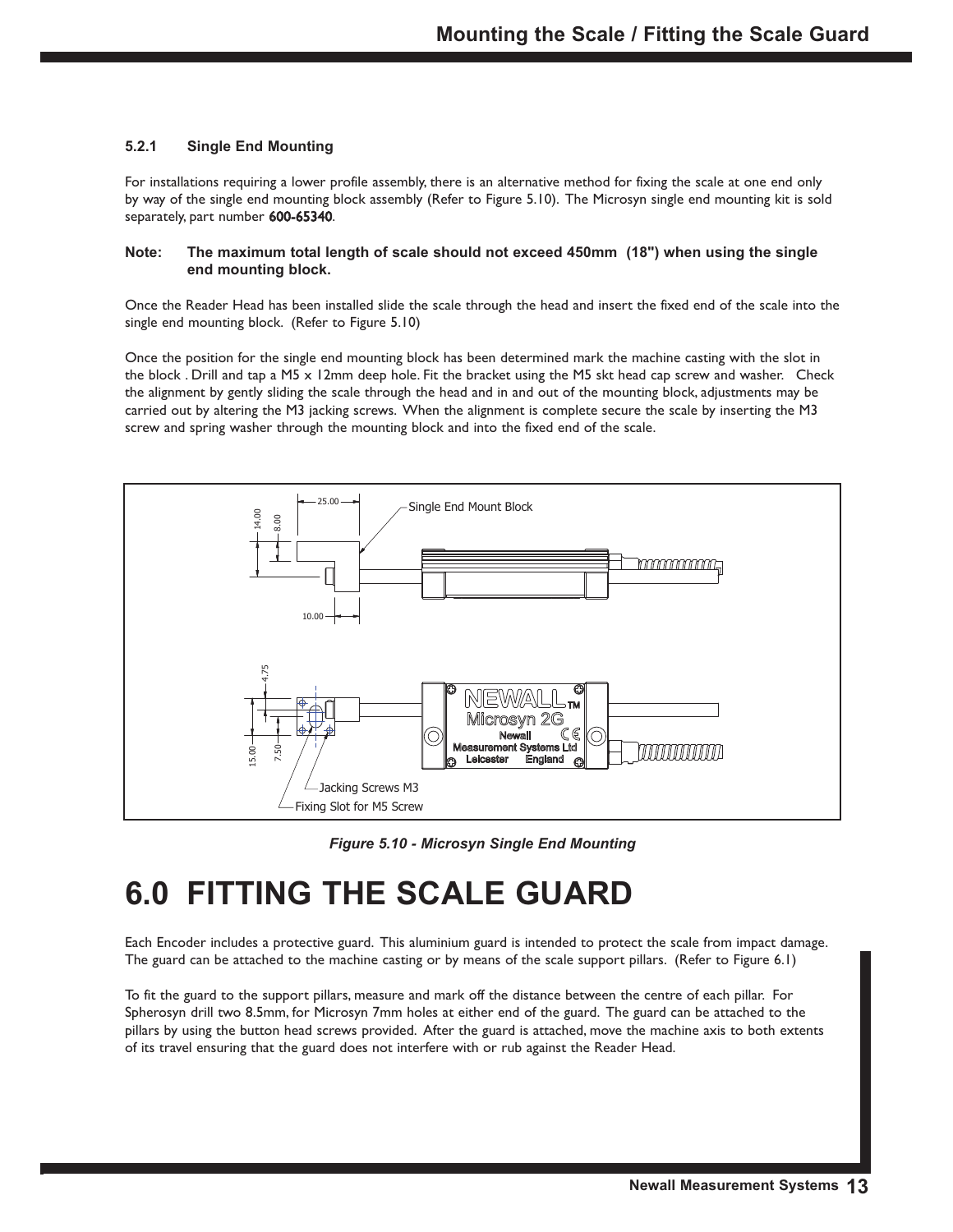### 5.2.1 Single End Mounting

For installations requiring a lower profile assembly, there is an alternative method for fixing the scale at one end only by way of the single end mounting block assembly (Refer to Figure 5.10). The Microsyn single end mounting kit is sold separately, part number **600-65340**.

**Note: The maximum total length of scale should not exceed 450mm (18") when using the single end mounting block.**

Once the Reader Head has been installed slide the scale through the head and insert the fixed end of the scale into the single end mounting block. (Refer to Figure 5.10)

Once the position for the single end mounting block has been determined mark the machine casting with the slot in the block . Drill and tap a M5 x 12mm deep hole. Fit the bracket using the M5 skt head cap screw and washer. Check the alignment by gently sliding the scale through the head and in and out of the mounting block, adjustments may be carried out by altering the M3 jacking screws. When the alignment is complete secure the scale by inserting the M3 screw and spring washer through the mounting block and into the fixed end of the scale.

*Figure 5.10 - Microsyn Single End Mounting*

# 6.0 FITTING THE SCALE GUARD

Each Encoder includes a protective guard. This aluminium guard is intended to protect the scale from impact damage. The guard can be attached to the machine casting or by means of the scale support pillars. (Refer to Figure 6.1)

To fit the guard to the support pillars, measure and mark off the distance between the centre of each pillar. For Spherosyn drill two 8.5mm, for Microsyn 7mm holes at either end of the guard. The guard can be attached to the pillars by using the button head screws provided. After the guard is attached, move the machine axis to both extents of its travel ensuring that the guard does not interfere with or rub against the Reader Head.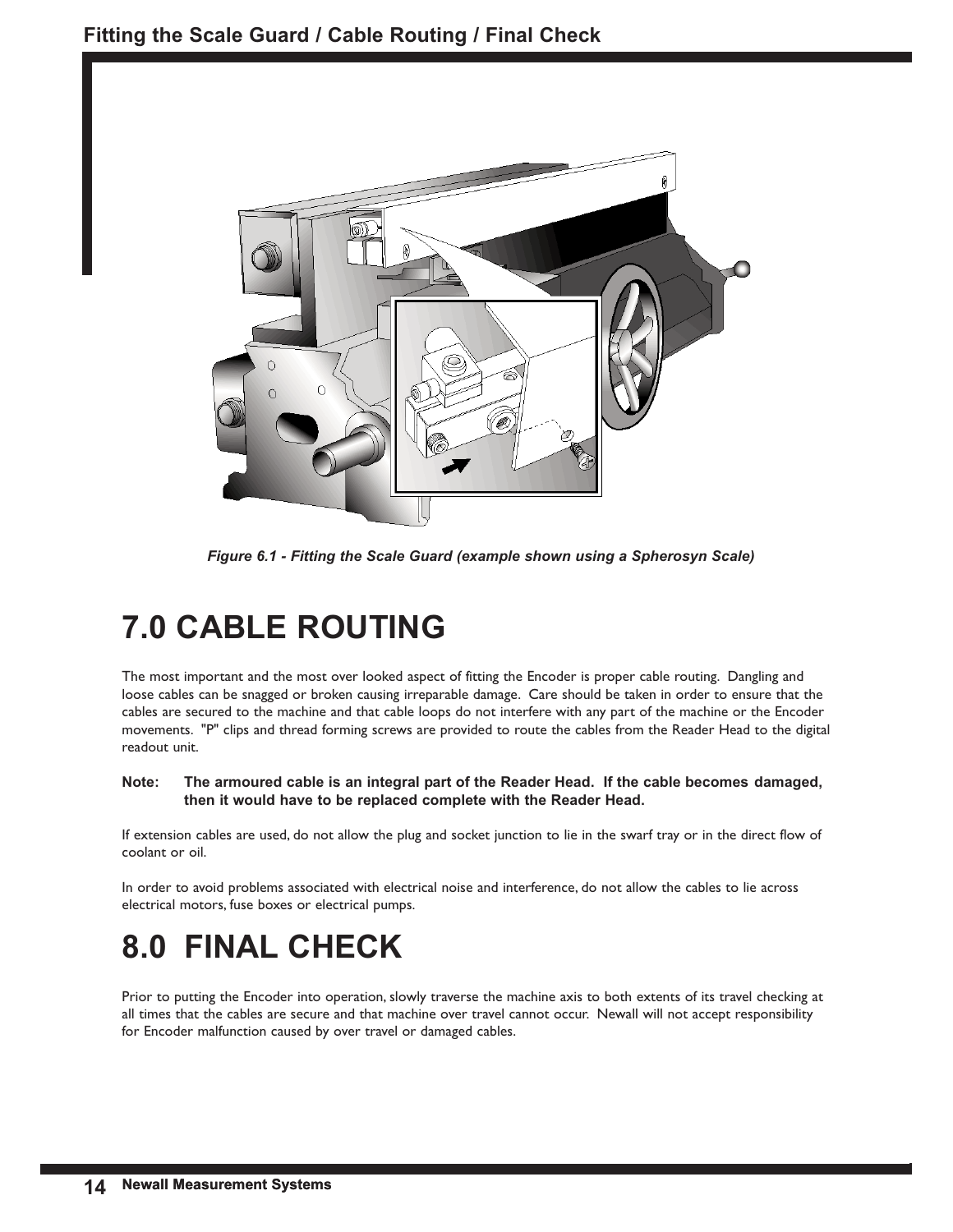*Figure 6.1 - Fitting the Scale Guard (example shown using a Spherosyn Scale)*

# 7.0 CABLE ROUTING

The most important and the most over looked aspect of fitting the Encoder is proper cable routing. Dangling and loose cables can be snagged or broken causing irreparable damage. Care should be taken in order to ensure that the cables are secured to the machine and that cable loops do not interfere with any part of the machine or the Encoder movements. "P" clips and thread forming screws are provided to route the cables from the Reader Head to the digital readout unit.

**Note: The armoured cable is an integral part of the Reader Head. If the cable becomes damaged, then it would have to be replaced complete with the Reader Head.**

If extension cables are used, do not allow the plug and socket junction to lie in the swarf tray or in the direct flow of coolant or oil.

In order to avoid problems associated with electrical noise and interference, do not allow the cables to lie across electrical motors, fuse boxes or electrical pumps.

# 8.0 FINAL CHECK

Prior to putting the Encoder into operation, slowly traverse the machine axis to both extents of its travel checking at all times that the cables are secure and that machine over travel cannot occur. Newall will not accept responsibility for Encoder malfunction caused by over travel or damaged cables.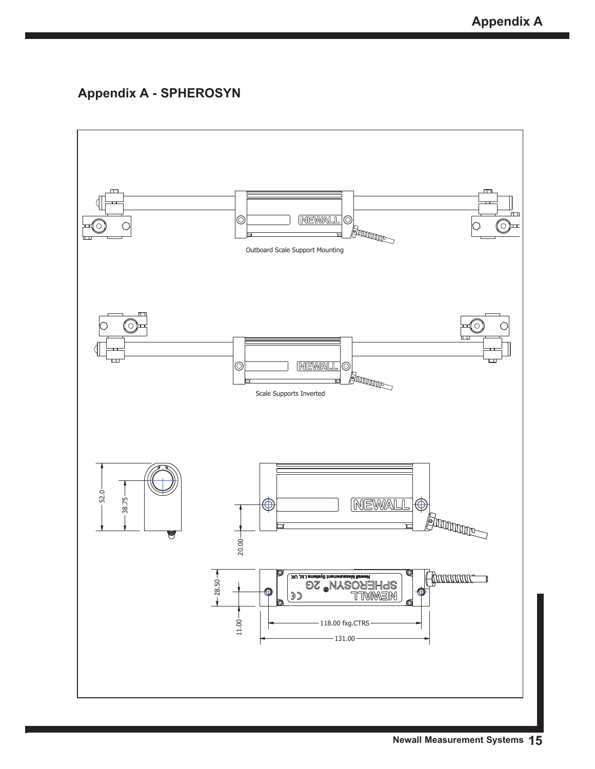## Appendix A - SPHEROSYN

Outboard Scale Support Mounting

Scale Supports Inverted

52.0

38.75

20.00

28.50

11.00

118.00 fxg.CTRS

131.00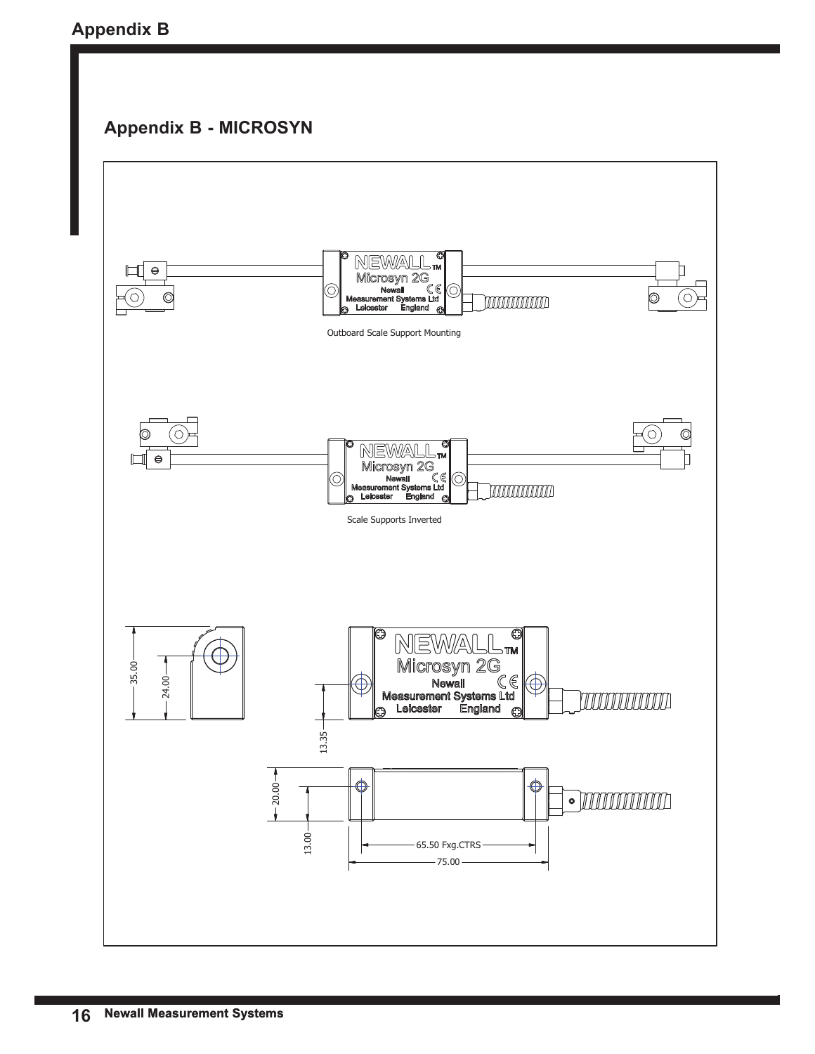## Appendix B - MICROSYN

Outboard Scale Support Mounting

Scale Supports Inverted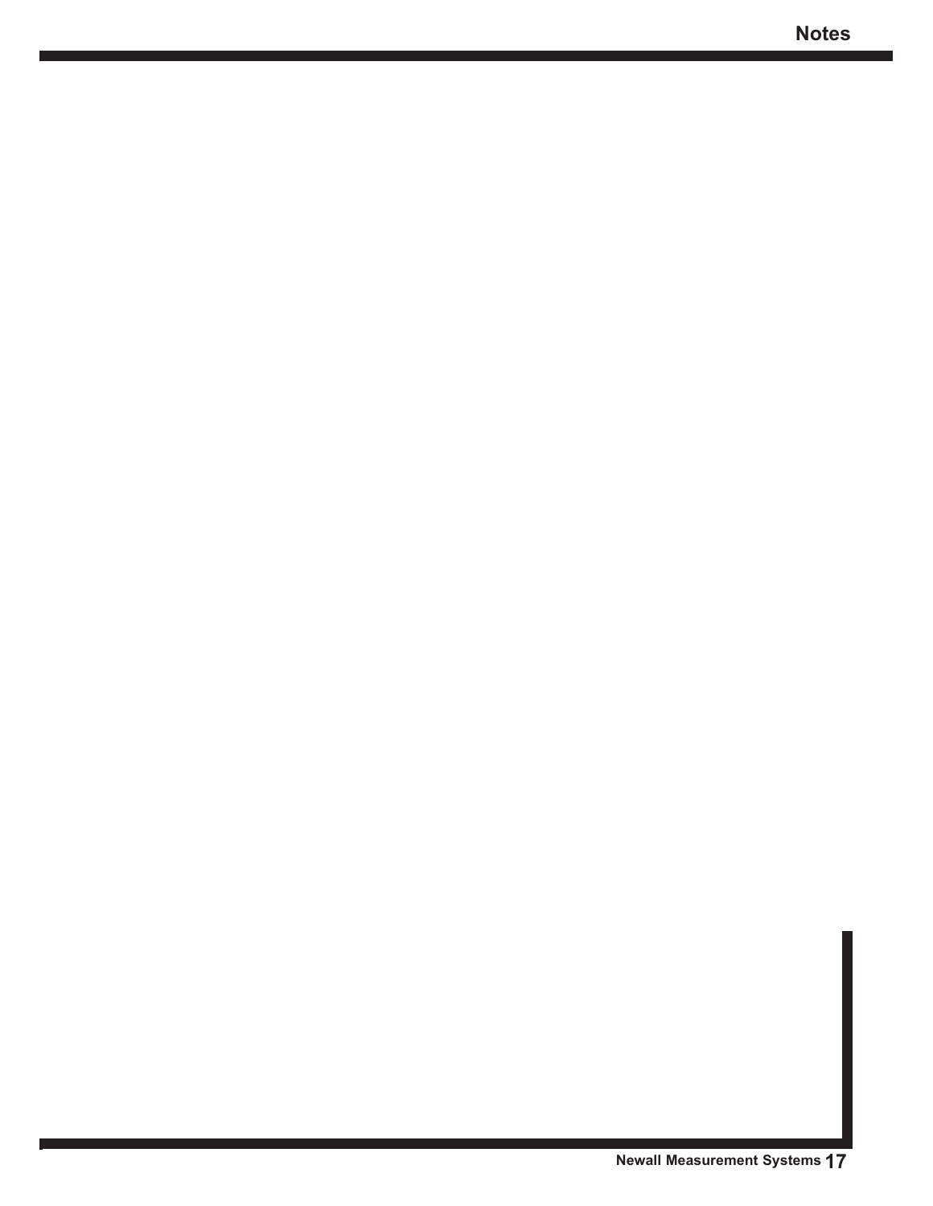# Notes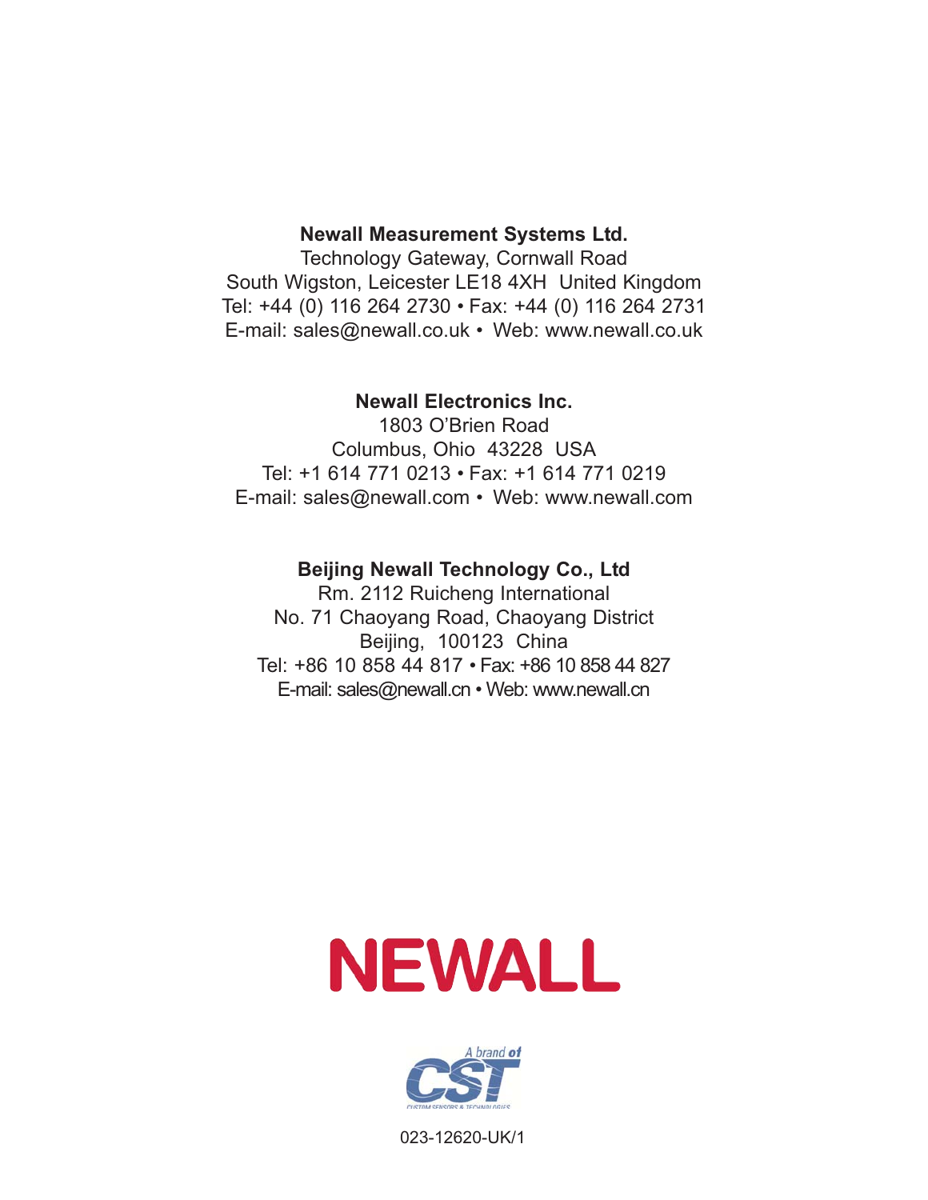**Newall Measurement Systems Ltd.**
Technology Gateway, Cornwall Road
South Wigston, Leicester LE18 4XH United Kingdom
Tel: +44 (0) 116 264 2730 • Fax: +44 (0) 116 264 2731
E-mail: sales@newall.co.uk • Web: www.newall.co.uk

**Newall Electronics Inc.**
1803 O'Brien Road
Columbus, Ohio 43228 USA
Tel: +1 614 771 0213 • Fax: +1 614 771 0219
E-mail: sales@newall.com • Web: www.newall.com

**Beijing Newall Technology Co., Ltd**
Rm. 2112 Ruicheng International
No. 71 Chaoyang Road, Chaoyang District
Beijing, 100123 China
Tel: +86 10 858 44 817 • Fax: +86 10 858 44 827
E-mail: sales@newall.cn • Web: www.newall.cn

NEWALL

A brand of CST
CUSTOM SENSORS & TECHNOLOGIES

023-12620-UK/1